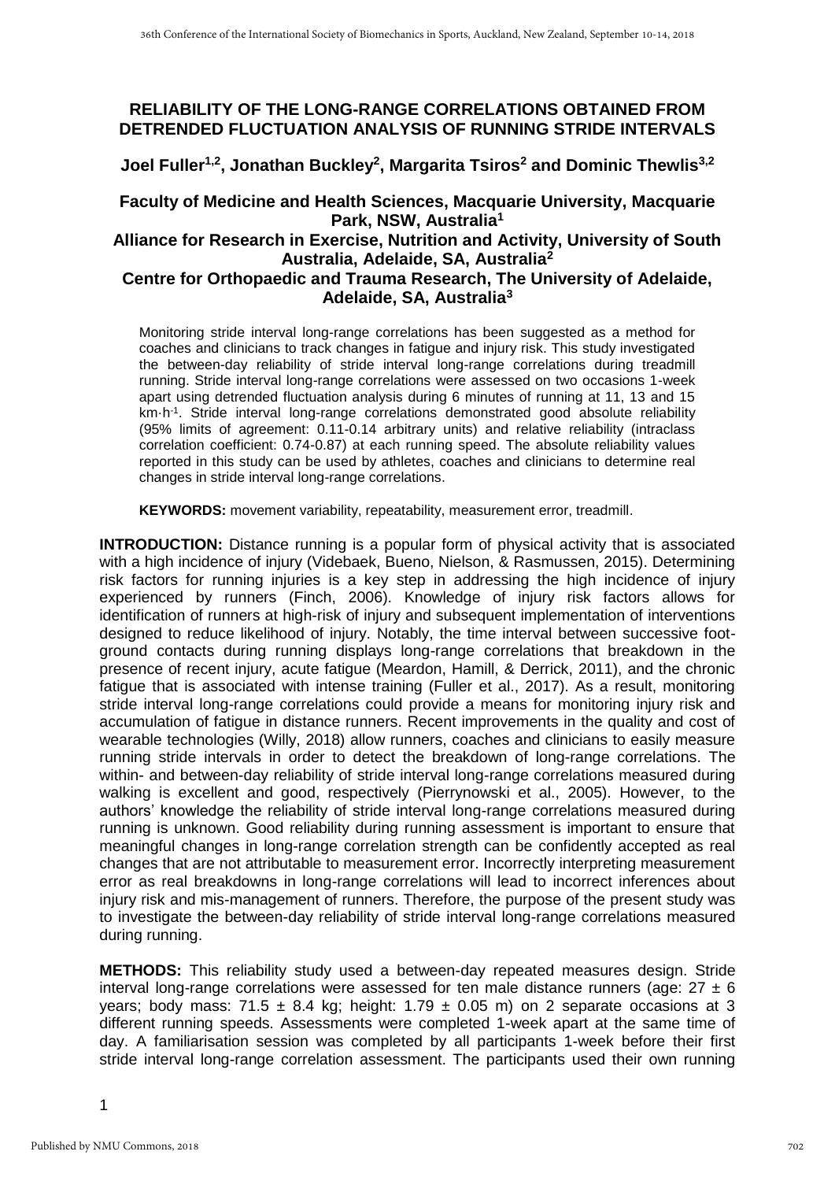# RELIABILITY OF THE LONG-RANGE CORRELATIONS OBTAINED FROM DETRENDED FLUCTUATION ANALYSIS OF RUNNING STRIDE INTERVALS

**Joel Fuller[1,2], Jonathan Buckley[2], Margarita Tsiros[2] and Dominic Thewlis[3,2]**

**Faculty of Medicine and Health Sciences, Macquarie University, Macquarie Park, NSW, Australia[1]**
**Alliance for Research in Exercise, Nutrition and Activity, University of South Australia, Adelaide, SA, Australia[2]**
**Centre for Orthopaedic and Trauma Research, The University of Adelaide, Adelaide, SA, Australia[3]**

Monitoring stride interval long-range correlations has been suggested as a method for coaches and clinicians to track changes in fatigue and injury risk. This study investigated the between-day reliability of stride interval long-range correlations during treadmill running. Stride interval long-range correlations were assessed on two occasions 1-week apart using detrended fluctuation analysis during 6 minutes of running at 11, 13 and 15 km·h$^{-1}$. Stride interval long-range correlations demonstrated good absolute reliability (95% limits of agreement: 0.11-0.14 arbitrary units) and relative reliability (intraclass correlation coefficient: 0.74-0.87) at each running speed. The absolute reliability values reported in this study can be used by athletes, coaches and clinicians to determine real changes in stride interval long-range correlations.

**KEYWORDS:** movement variability, repeatability, measurement error, treadmill.

**INTRODUCTION:** Distance running is a popular form of physical activity that is associated with a high incidence of injury (Videbaek, Bueno, Nielson, & Rasmussen, 2015). Determining risk factors for running injuries is a key step in addressing the high incidence of injury experienced by runners (Finch, 2006). Knowledge of injury risk factors allows for identification of runners at high-risk of injury and subsequent implementation of interventions designed to reduce likelihood of injury. Notably, the time interval between successive foot-ground contacts during running displays long-range correlations that breakdown in the presence of recent injury, acute fatigue (Meardon, Hamill, & Derrick, 2011), and the chronic fatigue that is associated with intense training (Fuller et al., 2017). As a result, monitoring stride interval long-range correlations could provide a means for monitoring injury risk and accumulation of fatigue in distance runners. Recent improvements in the quality and cost of wearable technologies (Willy, 2018) allow runners, coaches and clinicians to easily measure running stride intervals in order to detect the breakdown of long-range correlations. The within- and between-day reliability of stride interval long-range correlations measured during walking is excellent and good, respectively (Pierrynowski et al., 2005). However, to the authors' knowledge the reliability of stride interval long-range correlations measured during running is unknown. Good reliability during running assessment is important to ensure that meaningful changes in long-range correlation strength can be confidently accepted as real changes that are not attributable to measurement error. Incorrectly interpreting measurement error as real breakdowns in long-range correlations will lead to incorrect inferences about injury risk and mis-management of runners. Therefore, the purpose of the present study was to investigate the between-day reliability of stride interval long-range correlations measured during running.

**METHODS:** This reliability study used a between-day repeated measures design. Stride interval long-range correlations were assessed for ten male distance runners (age: 27 ± 6 years; body mass: 71.5 ± 8.4 kg; height: 1.79 ± 0.05 m) on 2 separate occasions at 3 different running speeds. Assessments were completed 1-week apart at the same time of day. A familiarisation session was completed by all participants 1-week before their first stride interval long-range correlation assessment. The participants used their own running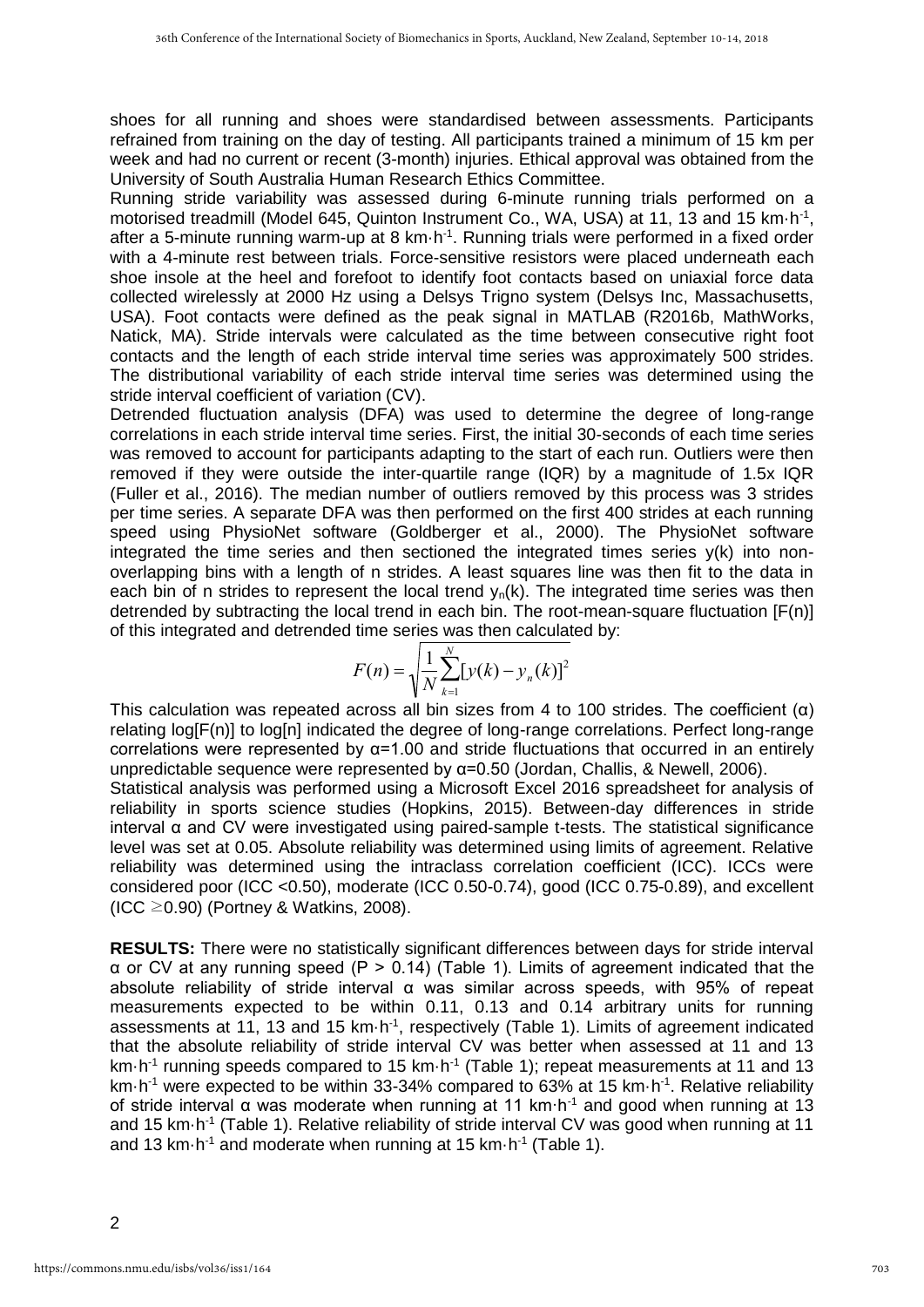shoes for all running and shoes were standardised between assessments. Participants refrained from training on the day of testing. All participants trained a minimum of 15 km per week and had no current or recent (3-month) injuries. Ethical approval was obtained from the University of South Australia Human Research Ethics Committee.

Running stride variability was assessed during 6-minute running trials performed on a motorised treadmill (Model 645, Quinton Instrument Co., WA, USA) at 11, 13 and 15 km·h$^{-1}$, after a 5-minute running warm-up at 8 km·h$^{-1}$. Running trials were performed in a fixed order with a 4-minute rest between trials. Force-sensitive resistors were placed underneath each shoe insole at the heel and forefoot to identify foot contacts based on uniaxial force data collected wirelessly at 2000 Hz using a Delsys Trigno system (Delsys Inc, Massachusetts, USA). Foot contacts were defined as the peak signal in MATLAB (R2016b, MathWorks, Natick, MA). Stride intervals were calculated as the time between consecutive right foot contacts and the length of each stride interval time series was approximately 500 strides. The distributional variability of each stride interval time series was determined using the stride interval coefficient of variation (CV).

Detrended fluctuation analysis (DFA) was used to determine the degree of long-range correlations in each stride interval time series. First, the initial 30-seconds of each time series was removed to account for participants adapting to the start of each run. Outliers were then removed if they were outside the inter-quartile range (IQR) by a magnitude of 1.5x IQR (Fuller et al., 2016). The median number of outliers removed by this process was 3 strides per time series. A separate DFA was then performed on the first 400 strides at each running speed using PhysioNet software (Goldberger et al., 2000). The PhysioNet software integrated the time series and then sectioned the integrated times series y(k) into non-overlapping bins with a length of n strides. A least squares line was then fit to the data in each bin of n strides to represent the local trend $y_n(k)$. The integrated time series was then detrended by subtracting the local trend in each bin. The root-mean-square fluctuation [F(n)] of this integrated and detrended time series was then calculated by:

$$F(n) = \sqrt{\frac{1}{N}\sum_{k=1}^{N}[y(k) - y_n(k)]^2}$$

This calculation was repeated across all bin sizes from 4 to 100 strides. The coefficient (α) relating log[F(n)] to log[n] indicated the degree of long-range correlations. Perfect long-range correlations were represented by α=1.00 and stride fluctuations that occurred in an entirely unpredictable sequence were represented by α=0.50 (Jordan, Challis, & Newell, 2006).

Statistical analysis was performed using a Microsoft Excel 2016 spreadsheet for analysis of reliability in sports science studies (Hopkins, 2015). Between-day differences in stride interval α and CV were investigated using paired-sample t-tests. The statistical significance level was set at 0.05. Absolute reliability was determined using limits of agreement. Relative reliability was determined using the intraclass correlation coefficient (ICC). ICCs were considered poor (ICC <0.50), moderate (ICC 0.50-0.74), good (ICC 0.75-0.89), and excellent (ICC ≥0.90) (Portney & Watkins, 2008).

**RESULTS:** There were no statistically significant differences between days for stride interval α or CV at any running speed (P > 0.14) (Table 1). Limits of agreement indicated that the absolute reliability of stride interval α was similar across speeds, with 95% of repeat measurements expected to be within 0.11, 0.13 and 0.14 arbitrary units for running assessments at 11, 13 and 15 km·h$^{-1}$, respectively (Table 1). Limits of agreement indicated that the absolute reliability of stride interval CV was better when assessed at 11 and 13 km·h$^{-1}$ running speeds compared to 15 km·h$^{-1}$ (Table 1); repeat measurements at 11 and 13 km·h$^{-1}$ were expected to be within 33-34% compared to 63% at 15 km·h$^{-1}$. Relative reliability of stride interval α was moderate when running at 11 km·h$^{-1}$ and good when running at 13 and 15 km·h$^{-1}$ (Table 1). Relative reliability of stride interval CV was good when running at 11 and 13 km·h$^{-1}$ and moderate when running at 15 km·h$^{-1}$ (Table 1).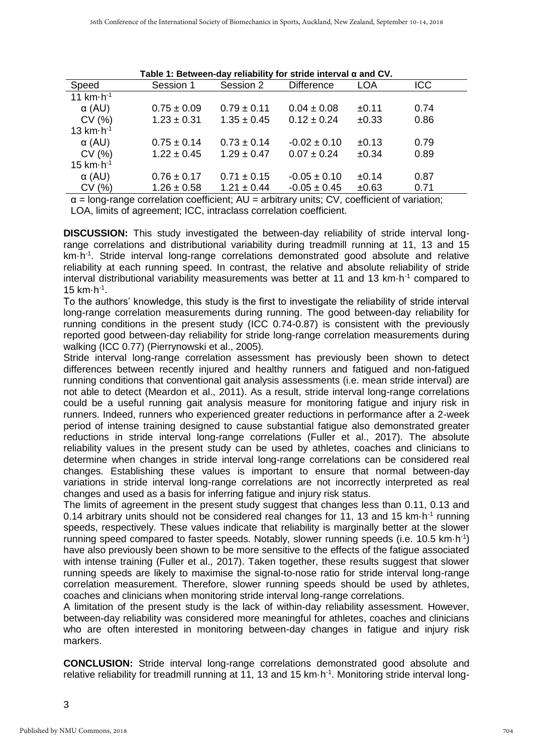**Table 1: Between-day reliability for stride interval α and CV.**

| Speed | Session 1 | Session 2 | Difference | LOA | ICC |
|---|---|---|---|---|---|
| 11 km·h$^{-1}$ | | | | | |
| α (AU) | 0.75 ± 0.09 | 0.79 ± 0.11 | 0.04 ± 0.08 | ±0.11 | 0.74 |
| CV (%) | 1.23 ± 0.31 | 1.35 ± 0.45 | 0.12 ± 0.24 | ±0.33 | 0.86 |
| 13 km·h$^{-1}$ | | | | | |
| α (AU) | 0.75 ± 0.14 | 0.73 ± 0.14 | -0.02 ± 0.10 | ±0.13 | 0.79 |
| CV (%) | 1.22 ± 0.45 | 1.29 ± 0.47 | 0.07 ± 0.24 | ±0.34 | 0.89 |
| 15 km·h$^{-1}$ | | | | | |
| α (AU) | 0.76 ± 0.17 | 0.71 ± 0.15 | -0.05 ± 0.10 | ±0.14 | 0.87 |
| CV (%) | 1.26 ± 0.58 | 1.21 ± 0.44 | -0.05 ± 0.45 | ±0.63 | 0.71 |

α = long-range correlation coefficient; AU = arbitrary units; CV, coefficient of variation; LOA, limits of agreement; ICC, intraclass correlation coefficient.

**DISCUSSION:** This study investigated the between-day reliability of stride interval long-range correlations and distributional variability during treadmill running at 11, 13 and 15 km·h$^{-1}$. Stride interval long-range correlations demonstrated good absolute and relative reliability at each running speed. In contrast, the relative and absolute reliability of stride interval distributional variability measurements was better at 11 and 13 km·h$^{-1}$ compared to 15 km·h$^{-1}$.

To the authors' knowledge, this study is the first to investigate the reliability of stride interval long-range correlation measurements during running. The good between-day reliability for running conditions in the present study (ICC 0.74-0.87) is consistent with the previously reported good between-day reliability for stride long-range correlation measurements during walking (ICC 0.77) (Pierrynowski et al., 2005).

Stride interval long-range correlation assessment has previously been shown to detect differences between recently injured and healthy runners and fatigued and non-fatigued running conditions that conventional gait analysis assessments (i.e. mean stride interval) are not able to detect (Meardon et al., 2011). As a result, stride interval long-range correlations could be a useful running gait analysis measure for monitoring fatigue and injury risk in runners. Indeed, runners who experienced greater reductions in performance after a 2-week period of intense training designed to cause substantial fatigue also demonstrated greater reductions in stride interval long-range correlations (Fuller et al., 2017). The absolute reliability values in the present study can be used by athletes, coaches and clinicians to determine when changes in stride interval long-range correlations can be considered real changes. Establishing these values is important to ensure that normal between-day variations in stride interval long-range correlations are not incorrectly interpreted as real changes and used as a basis for inferring fatigue and injury risk status.

The limits of agreement in the present study suggest that changes less than 0.11, 0.13 and 0.14 arbitrary units should not be considered real changes for 11, 13 and 15 km·h$^{-1}$ running speeds, respectively. These values indicate that reliability is marginally better at the slower running speed compared to faster speeds. Notably, slower running speeds (i.e. 10.5 km·h$^{-1}$) have also previously been shown to be more sensitive to the effects of the fatigue associated with intense training (Fuller et al., 2017). Taken together, these results suggest that slower running speeds are likely to maximise the signal-to-nose ratio for stride interval long-range correlation measurement. Therefore, slower running speeds should be used by athletes, coaches and clinicians when monitoring stride interval long-range correlations.

A limitation of the present study is the lack of within-day reliability assessment. However, between-day reliability was considered more meaningful for athletes, coaches and clinicians who are often interested in monitoring between-day changes in fatigue and injury risk markers.

**CONCLUSION:** Stride interval long-range correlations demonstrated good absolute and relative reliability for treadmill running at 11, 13 and 15 km·h$^{-1}$. Monitoring stride interval long-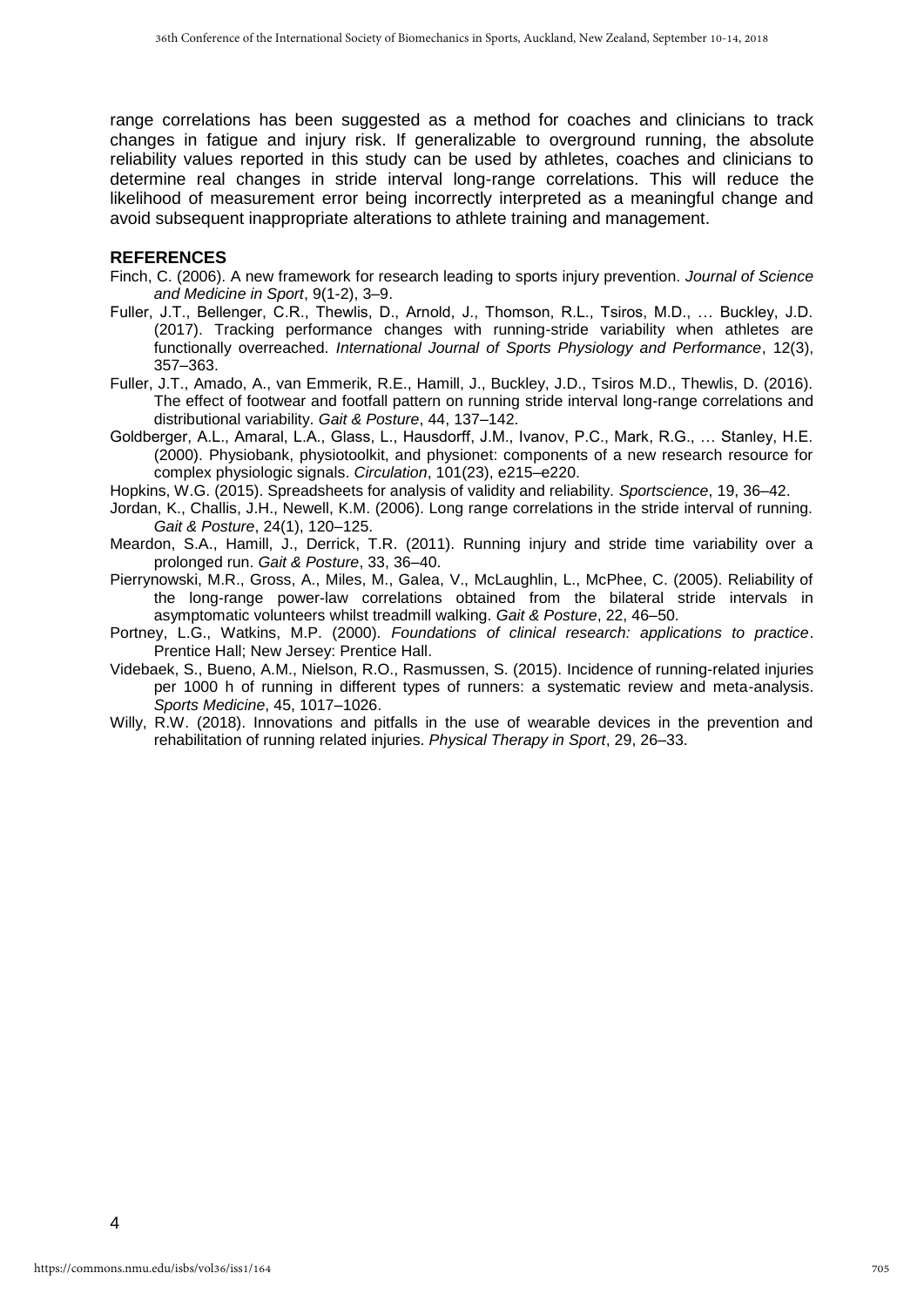range correlations has been suggested as a method for coaches and clinicians to track changes in fatigue and injury risk. If generalizable to overground running, the absolute reliability values reported in this study can be used by athletes, coaches and clinicians to determine real changes in stride interval long-range correlations. This will reduce the likelihood of measurement error being incorrectly interpreted as a meaningful change and avoid subsequent inappropriate alterations to athlete training and management.

**REFERENCES**

Finch, C. (2006). A new framework for research leading to sports injury prevention. *Journal of Science and Medicine in Sport*, 9(1-2), 3–9.

Fuller, J.T., Bellenger, C.R., Thewlis, D., Arnold, J., Thomson, R.L., Tsiros, M.D., … Buckley, J.D. (2017). Tracking performance changes with running-stride variability when athletes are functionally overreached. *International Journal of Sports Physiology and Performance*, 12(3), 357–363.

Fuller, J.T., Amado, A., van Emmerik, R.E., Hamill, J., Buckley, J.D., Tsiros M.D., Thewlis, D. (2016). The effect of footwear and footfall pattern on running stride interval long-range correlations and distributional variability. *Gait & Posture*, 44, 137–142.

Goldberger, A.L., Amaral, L.A., Glass, L., Hausdorff, J.M., Ivanov, P.C., Mark, R.G., … Stanley, H.E. (2000). Physiobank, physiotoolkit, and physionet: components of a new research resource for complex physiologic signals. *Circulation*, 101(23), e215–e220.

Hopkins, W.G. (2015). Spreadsheets for analysis of validity and reliability. *Sportscience*, 19, 36–42.

Jordan, K., Challis, J.H., Newell, K.M. (2006). Long range correlations in the stride interval of running. *Gait & Posture*, 24(1), 120–125.

Meardon, S.A., Hamill, J., Derrick, T.R. (2011). Running injury and stride time variability over a prolonged run. *Gait & Posture*, 33, 36–40.

Pierrynowski, M.R., Gross, A., Miles, M., Galea, V., McLaughlin, L., McPhee, C. (2005). Reliability of the long-range power-law correlations obtained from the bilateral stride intervals in asymptomatic volunteers whilst treadmill walking. *Gait & Posture*, 22, 46–50.

Portney, L.G., Watkins, M.P. (2000). *Foundations of clinical research: applications to practice*. Prentice Hall; New Jersey: Prentice Hall.

Videbaek, S., Bueno, A.M., Nielson, R.O., Rasmussen, S. (2015). Incidence of running-related injuries per 1000 h of running in different types of runners: a systematic review and meta-analysis. *Sports Medicine*, 45, 1017–1026.

Willy, R.W. (2018). Innovations and pitfalls in the use of wearable devices in the prevention and rehabilitation of running related injuries. *Physical Therapy in Sport*, 29, 26–33.